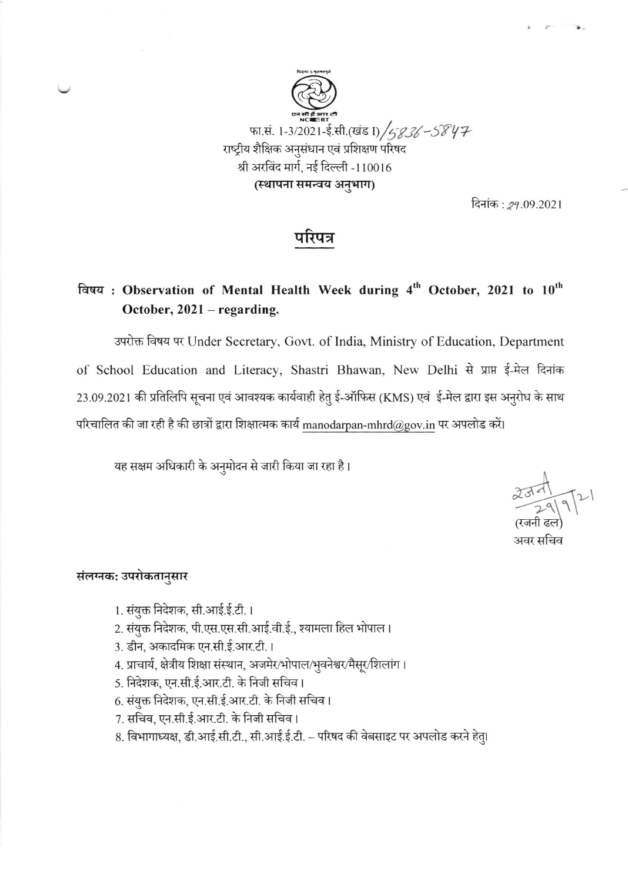विद्या ऽ मृतमश्नुते

एन सी ई आर टी
NCERT

फा.सं. 1-3/2021-ई.सी.(खंड I)/5836-5847
राष्ट्रीय शैक्षिक अनुसंधान एवं प्रशिक्षण परिषद
श्री अरविंद मार्ग, नई दिल्ली -110016
**(स्थापना समन्वय अनुभाग)**

दिनांक : 29.09.2021

## परिपत्र

**विषय : Observation of Mental Health Week during 4th October, 2021 to 10th October, 2021 – regarding.**

उपरोक्त विषय पर Under Secretary, Govt. of India, Ministry of Education, Department of School Education and Literacy, Shastri Bhawan, New Delhi से प्राप्त ई-मेल दिनांक 23.09.2021 की प्रतिलिपि सूचना एवं आवश्यक कार्यवाही हेतु ई-ऑफिस (KMS) एवं ई-मेल द्वारा इस अनुरोध के साथ परिचालित की जा रही है की छात्रों द्वारा शिक्षात्मक कार्य manodarpan-mhrd@gov.in पर अपलोड करें।

यह सक्षम अधिकारी के अनुमोदन से जारी किया जा रहा है।

रजनी 29/9/21
(रजनी ढल)
अवर सचिव

**संलग्नक: उपरोकतानुसार**

1. संयुक्त निदेशक, सी.आई.ई.टी.।
2. संयुक्त निदेशक, पी.एस.एस.सी.आई.वी.ई., श्यामला हिल भोपाल।
3. डीन, अकादमिक एन.सी.ई.आर.टी.।
4. प्राचार्य, क्षेत्रीय शिक्षा संस्थान, अजमेर/भोपाल/भुवनेश्वर/मैसूर/शिलांग।
5. निदेशक, एन.सी.ई.आर.टी. के निजी सचिव।
6. संयुक्त निदेशक, एन.सी.ई.आर.टी. के निजी सचिव।
7. सचिव, एन.सी.ई.आर.टी. के निजी सचिव।
8. विभागाध्यक्ष, डी.आई.सी.टी., सी.आई.ई.टी. – परिषद की वेबसाइट पर अपलोड करने हेतु।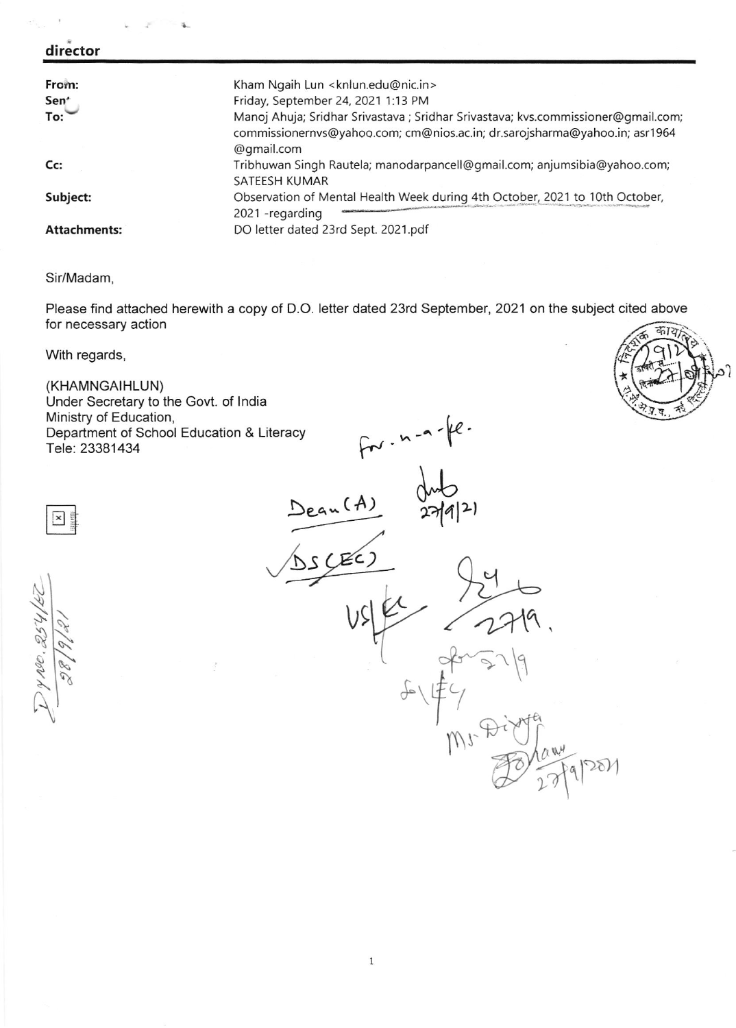**director**

| | |
|---|---|
| **From:** | Kham Ngaih Lun <knlun.edu@nic.in> |
| **Sent:** | Friday, September 24, 2021 1:13 PM |
| **To:** | Manoj Ahuja; Sridhar Srivastava ; Sridhar Srivastava; kvs.commissioner@gmail.com; commissionernvs@yahoo.com; cm@nios.ac.in; dr.sarojsharma@yahoo.in; asr1964 @gmail.com |
| **Cc:** | Tribhuwan Singh Rautela; manodarpancell@gmail.com; anjumsibia@yahoo.com; SATEESH KUMAR |
| **Subject:** | Observation of Mental Health Week during 4th October, 2021 to 10th October, 2021 -regarding |
| **Attachments:** | DO letter dated 23rd Sept. 2021.pdf |

Sir/Madam,

Please find attached herewith a copy of D.O. letter dated 23rd September, 2021 on the subject cited above for necessary action

With regards,

(KHAMNGAIHLUN)
Under Secretary to the Govt. of India
Ministry of Education,
Department of School Education & Literacy
Tele: 23381434

निदेशक कार्यालय
डायरी सं. 2912
दिनांक 27/9/21
रा.शै.अ.प्र.प., नई दिल्ली

For n-a-pe.

Dean (A)
27/9/21

DS (EC)

US EC
27/9.

27/9
SO (EC)

Ms Divya
27/9/2021

D. No. 254/EC
28/9/21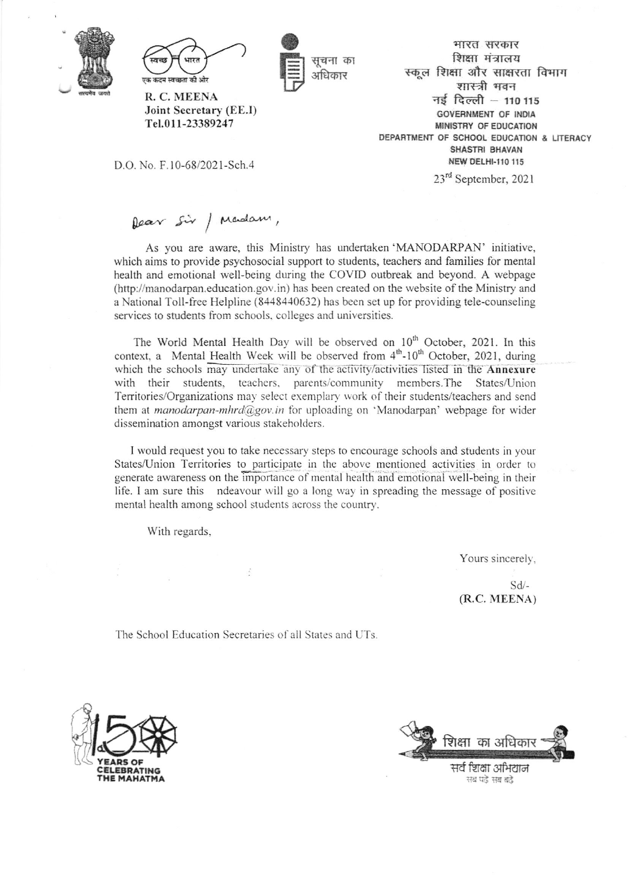R. C. MEENA
Joint Secretary (EE.I)
Tel.011-23389247

भारत सरकार
शिक्षा मंत्रालय
स्कूल शिक्षा और साक्षरता विभाग
शास्त्री भवन
नई दिल्ली – 110 115

GOVERNMENT OF INDIA
MINISTRY OF EDUCATION
DEPARTMENT OF SCHOOL EDUCATION & LITERACY
SHASTRI BHAVAN
NEW DELHI-110 115

D.O. No. F.10-68/2021-Sch.4

23rd September, 2021

Dear Sir / Madam,

As you are aware, this Ministry has undertaken 'MANODARPAN' initiative, which aims to provide psychosocial support to students, teachers and families for mental health and emotional well-being during the COVID outbreak and beyond. A webpage (http://manodarpan.education.gov.in) has been created on the website of the Ministry and a National Toll-free Helpline (8448440632) has been set up for providing tele-counseling services to students from schools, colleges and universities.

The World Mental Health Day will be observed on 10th October, 2021. In this context, a Mental Health Week will be observed from 4th-10th October, 2021, during which the schools may undertake any of the activity/activities listed in the **Annexure** with their students, teachers, parents/community members. The States/Union Territories/Organizations may select exemplary work of their students/teachers and send them at *manodarpan-mhrd@gov.in* for uploading on 'Manodarpan' webpage for wider dissemination amongst various stakeholders.

I would request you to take necessary steps to encourage schools and students in your States/Union Territories to participate in the above mentioned activities in order to generate awareness on the importance of mental health and emotional well-being in their life. I am sure this ndeavour will go a long way in spreading the message of positive mental health among school students across the country.

With regards,

Yours sincerely,

Sd/-
**(R.C. MEENA)**

The School Education Secretaries of all States and UTs.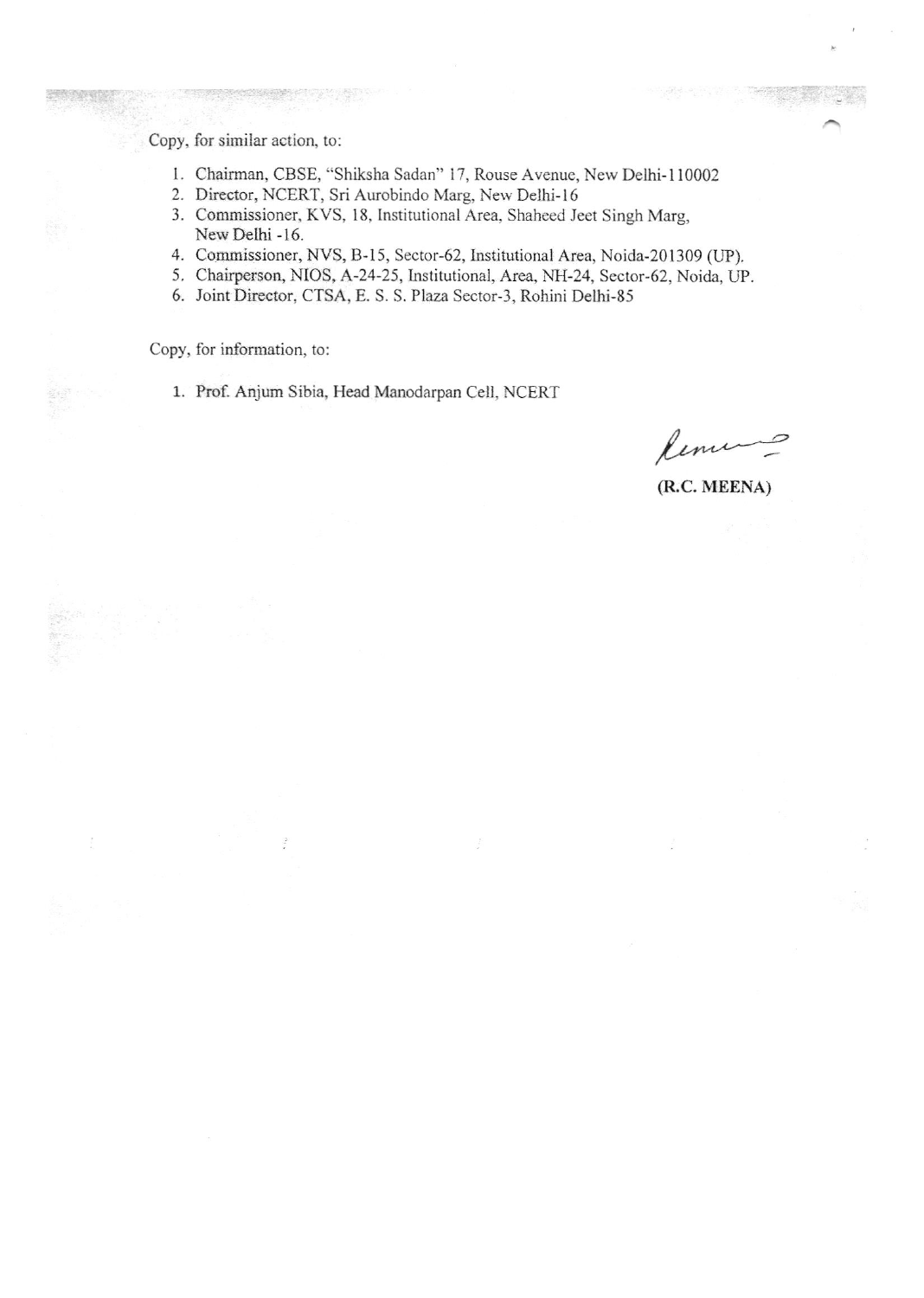Copy, for similar action, to:

1. Chairman, CBSE, "Shiksha Sadan" 17, Rouse Avenue, New Delhi-110002
2. Director, NCERT, Sri Aurobindo Marg, New Delhi-16
3. Commissioner, KVS, 18, Institutional Area, Shaheed Jeet Singh Marg, New Delhi -16.
4. Commissioner, NVS, B-15, Sector-62, Institutional Area, Noida-201309 (UP).
5. Chairperson, NIOS, A-24-25, Institutional, Area, NH-24, Sector-62, Noida, UP.
6. Joint Director, CTSA, E. S. S. Plaza Sector-3, Rohini Delhi-85

Copy, for information, to:

1. Prof. Anjum Sibia, Head Manodarpan Cell, NCERT

**(R.C. MEENA)**